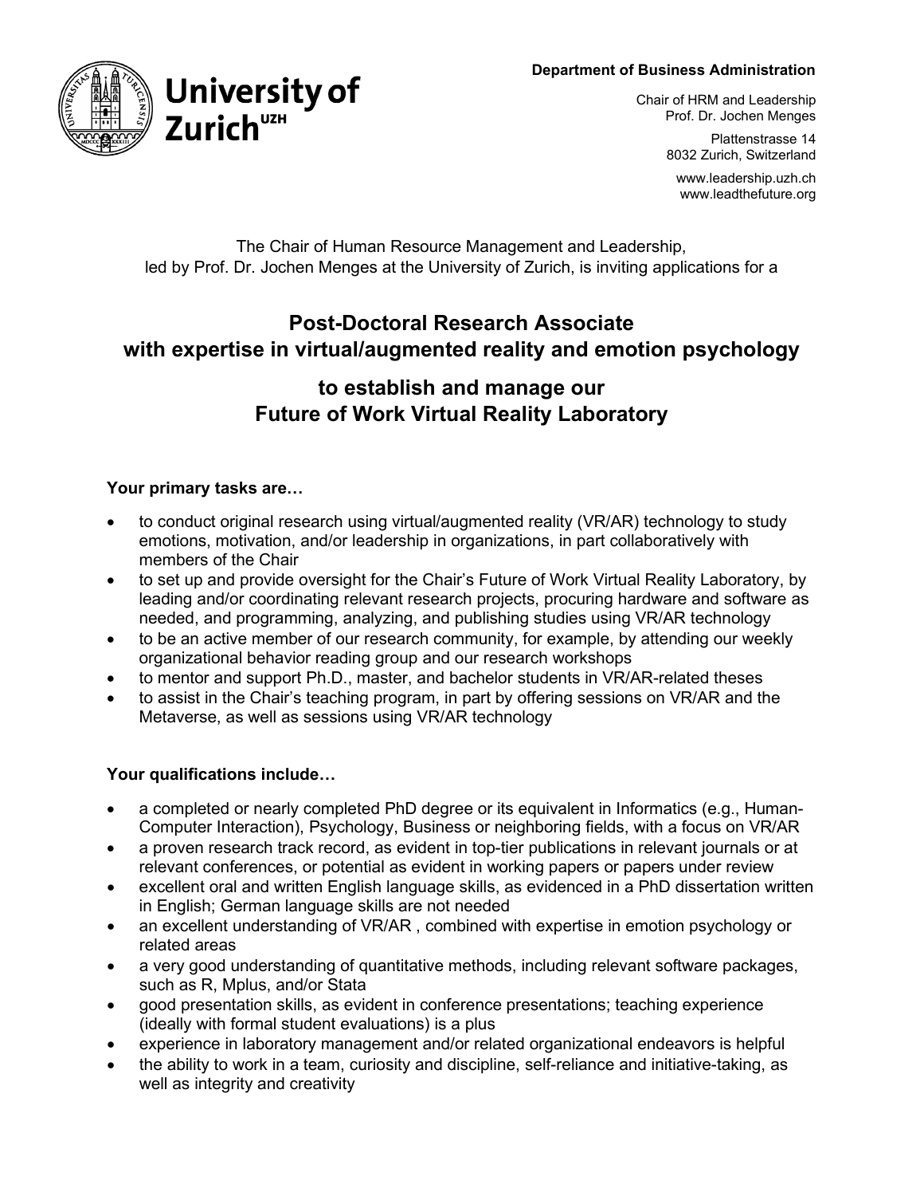**University of Zurich**[UZH]

**Department of Business Administration**

Chair of HRM and Leadership
Prof. Dr. Jochen Menges

Plattenstrasse 14
8032 Zurich, Switzerland

www.leadership.uzh.ch
www.leadthefuture.org

The Chair of Human Resource Management and Leadership, led by Prof. Dr. Jochen Menges at the University of Zurich, is inviting applications for a

# Post-Doctoral Research Associate with expertise in virtual/augmented reality and emotion psychology

## to establish and manage our Future of Work Virtual Reality Laboratory

**Your primary tasks are…**

- to conduct original research using virtual/augmented reality (VR/AR) technology to study emotions, motivation, and/or leadership in organizations, in part collaboratively with members of the Chair
- to set up and provide oversight for the Chair's Future of Work Virtual Reality Laboratory, by leading and/or coordinating relevant research projects, procuring hardware and software as needed, and programming, analyzing, and publishing studies using VR/AR technology
- to be an active member of our research community, for example, by attending our weekly organizational behavior reading group and our research workshops
- to mentor and support Ph.D., master, and bachelor students in VR/AR-related theses
- to assist in the Chair's teaching program, in part by offering sessions on VR/AR and the Metaverse, as well as sessions using VR/AR technology

**Your qualifications include…**

- a completed or nearly completed PhD degree or its equivalent in Informatics (e.g., Human-Computer Interaction), Psychology, Business or neighboring fields, with a focus on VR/AR
- a proven research track record, as evident in top-tier publications in relevant journals or at relevant conferences, or potential as evident in working papers or papers under review
- excellent oral and written English language skills, as evidenced in a PhD dissertation written in English; German language skills are not needed
- an excellent understanding of VR/AR , combined with expertise in emotion psychology or related areas
- a very good understanding of quantitative methods, including relevant software packages, such as R, Mplus, and/or Stata
- good presentation skills, as evident in conference presentations; teaching experience (ideally with formal student evaluations) is a plus
- experience in laboratory management and/or related organizational endeavors is helpful
- the ability to work in a team, curiosity and discipline, self-reliance and initiative-taking, as well as integrity and creativity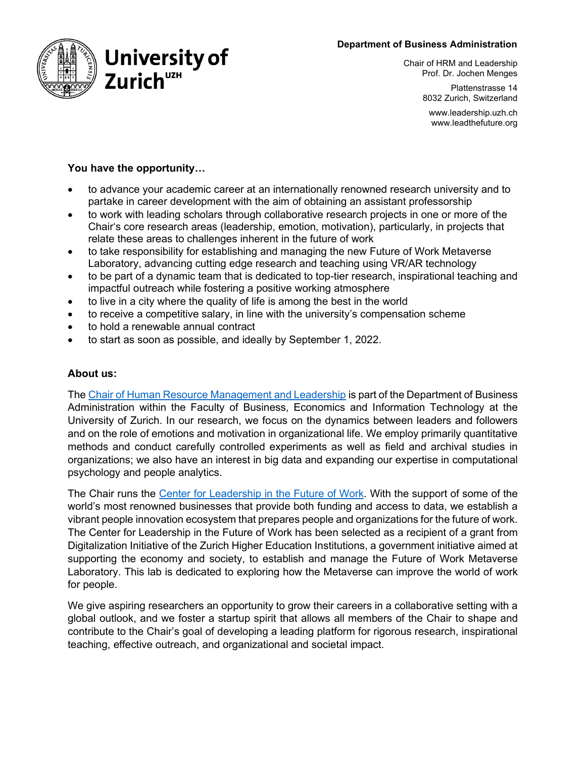**Department of Business Administration**

Chair of HRM and Leadership
Prof. Dr. Jochen Menges

Plattenstrasse 14
8032 Zurich, Switzerland

www.leadership.uzh.ch
www.leadthefuture.org

**You have the opportunity…**

- to advance your academic career at an internationally renowned research university and to partake in career development with the aim of obtaining an assistant professorship
- to work with leading scholars through collaborative research projects in one or more of the Chair's core research areas (leadership, emotion, motivation), particularly, in projects that relate these areas to challenges inherent in the future of work
- to take responsibility for establishing and managing the new Future of Work Metaverse Laboratory, advancing cutting edge research and teaching using VR/AR technology
- to be part of a dynamic team that is dedicated to top-tier research, inspirational teaching and impactful outreach while fostering a positive working atmosphere
- to live in a city where the quality of life is among the best in the world
- to receive a competitive salary, in line with the university's compensation scheme
- to hold a renewable annual contract
- to start as soon as possible, and ideally by September 1, 2022.

**About us:**

The Chair of Human Resource Management and Leadership is part of the Department of Business Administration within the Faculty of Business, Economics and Information Technology at the University of Zurich. In our research, we focus on the dynamics between leaders and followers and on the role of emotions and motivation in organizational life. We employ primarily quantitative methods and conduct carefully controlled experiments as well as field and archival studies in organizations; we also have an interest in big data and expanding our expertise in computational psychology and people analytics.

The Chair runs the Center for Leadership in the Future of Work. With the support of some of the world's most renowned businesses that provide both funding and access to data, we establish a vibrant people innovation ecosystem that prepares people and organizations for the future of work. The Center for Leadership in the Future of Work has been selected as a recipient of a grant from Digitalization Initiative of the Zurich Higher Education Institutions, a government initiative aimed at supporting the economy and society, to establish and manage the Future of Work Metaverse Laboratory. This lab is dedicated to exploring how the Metaverse can improve the world of work for people.

We give aspiring researchers an opportunity to grow their careers in a collaborative setting with a global outlook, and we foster a startup spirit that allows all members of the Chair to shape and contribute to the Chair's goal of developing a leading platform for rigorous research, inspirational teaching, effective outreach, and organizational and societal impact.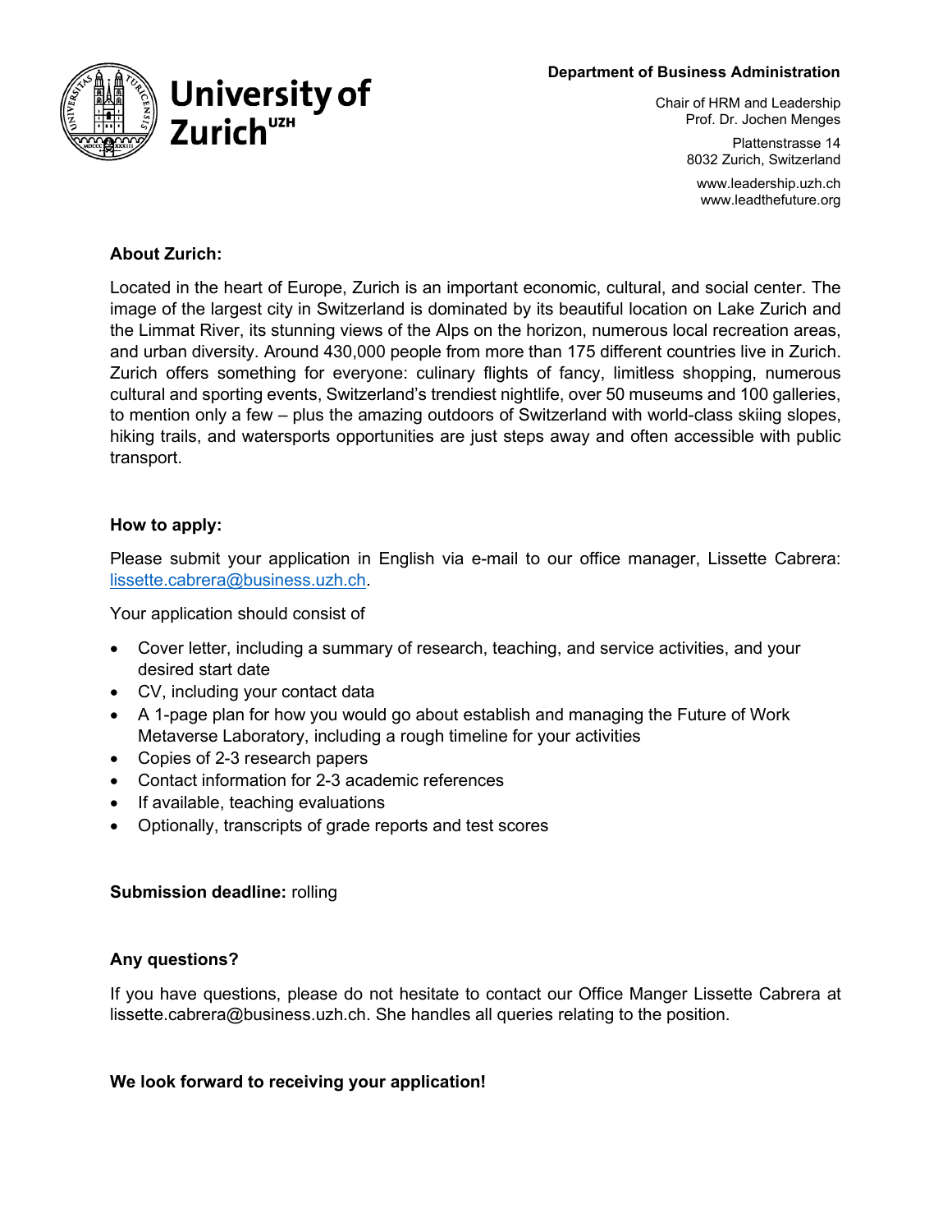**Department of Business Administration**

Chair of HRM and Leadership
Prof. Dr. Jochen Menges

Plattenstrasse 14
8032 Zurich, Switzerland

www.leadership.uzh.ch
www.leadthefuture.org

## About Zurich:

Located in the heart of Europe, Zurich is an important economic, cultural, and social center. The image of the largest city in Switzerland is dominated by its beautiful location on Lake Zurich and the Limmat River, its stunning views of the Alps on the horizon, numerous local recreation areas, and urban diversity. Around 430,000 people from more than 175 different countries live in Zurich. Zurich offers something for everyone: culinary flights of fancy, limitless shopping, numerous cultural and sporting events, Switzerland's trendiest nightlife, over 50 museums and 100 galleries, to mention only a few – plus the amazing outdoors of Switzerland with world-class skiing slopes, hiking trails, and watersports opportunities are just steps away and often accessible with public transport.

## How to apply:

Please submit your application in English via e-mail to our office manager, Lissette Cabrera: lissette.cabrera@business.uzh.ch.

Your application should consist of

- Cover letter, including a summary of research, teaching, and service activities, and your desired start date
- CV, including your contact data
- A 1-page plan for how you would go about establish and managing the Future of Work Metaverse Laboratory, including a rough timeline for your activities
- Copies of 2-3 research papers
- Contact information for 2-3 academic references
- If available, teaching evaluations
- Optionally, transcripts of grade reports and test scores

**Submission deadline:** rolling

## Any questions?

If you have questions, please do not hesitate to contact our Office Manger Lissette Cabrera at lissette.cabrera@business.uzh.ch. She handles all queries relating to the position.

**We look forward to receiving your application!**